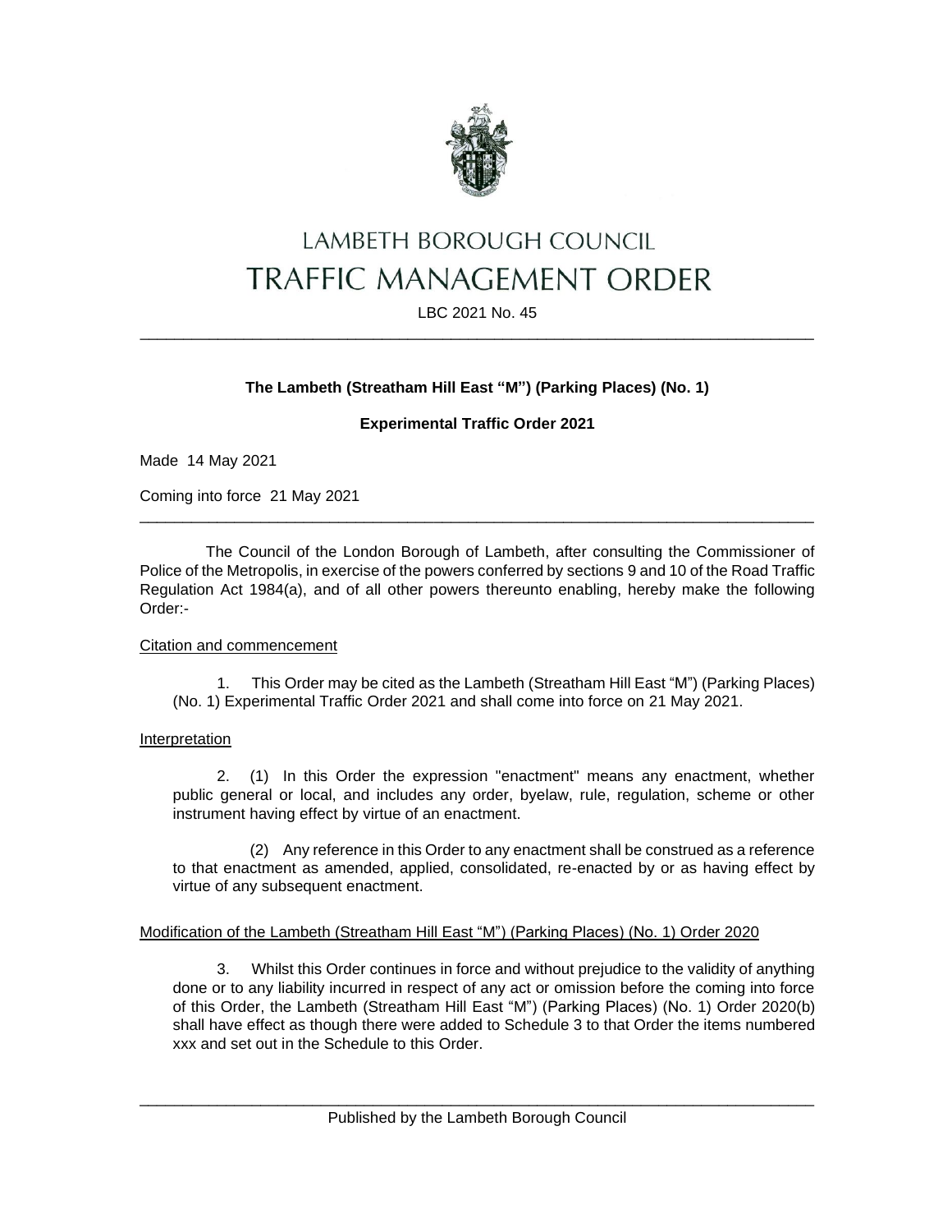# LAMBETH BOROUGH COUNCIL
# TRAFFIC MANAGEMENT ORDER

LBC 2021 No. 45

---

**The Lambeth (Streatham Hill East "M") (Parking Places) (No. 1)**

**Experimental Traffic Order 2021**

Made 14 May 2021

Coming into force 21 May 2021

---

The Council of the London Borough of Lambeth, after consulting the Commissioner of Police of the Metropolis, in exercise of the powers conferred by sections 9 and 10 of the Road Traffic Regulation Act 1984(a), and of all other powers thereunto enabling, hereby make the following Order:-

Citation and commencement

1. This Order may be cited as the Lambeth (Streatham Hill East "M") (Parking Places) (No. 1) Experimental Traffic Order 2021 and shall come into force on 21 May 2021.

Interpretation

2. (1) In this Order the expression "enactment" means any enactment, whether public general or local, and includes any order, byelaw, rule, regulation, scheme or other instrument having effect by virtue of an enactment.

(2) Any reference in this Order to any enactment shall be construed as a reference to that enactment as amended, applied, consolidated, re-enacted by or as having effect by virtue of any subsequent enactment.

Modification of the Lambeth (Streatham Hill East "M") (Parking Places) (No. 1) Order 2020

3. Whilst this Order continues in force and without prejudice to the validity of anything done or to any liability incurred in respect of any act or omission before the coming into force of this Order, the Lambeth (Streatham Hill East "M") (Parking Places) (No. 1) Order 2020(b) shall have effect as though there were added to Schedule 3 to that Order the items numbered xxx and set out in the Schedule to this Order.

---

Published by the Lambeth Borough Council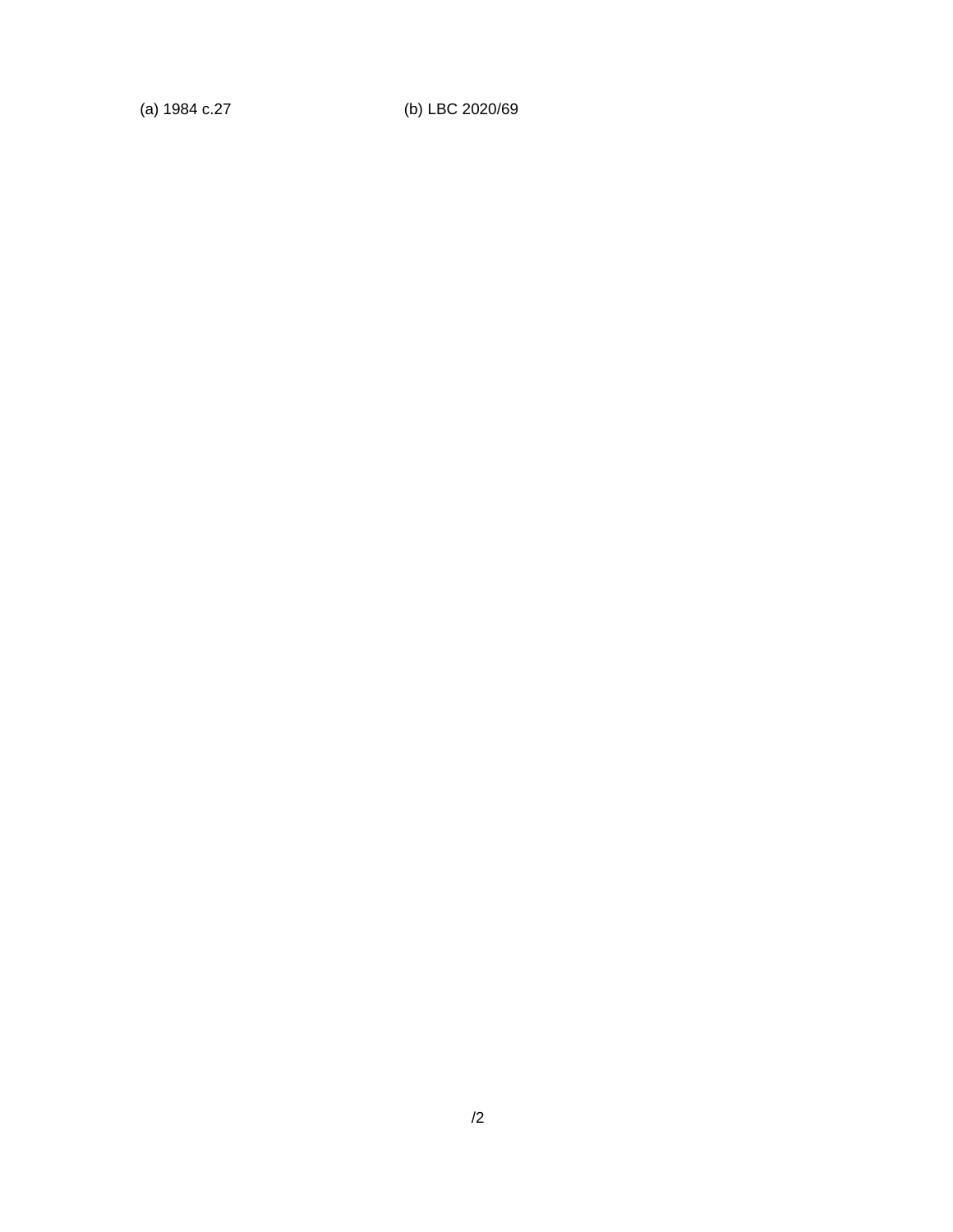(a) 1984 c.27

(b) LBC 2020/69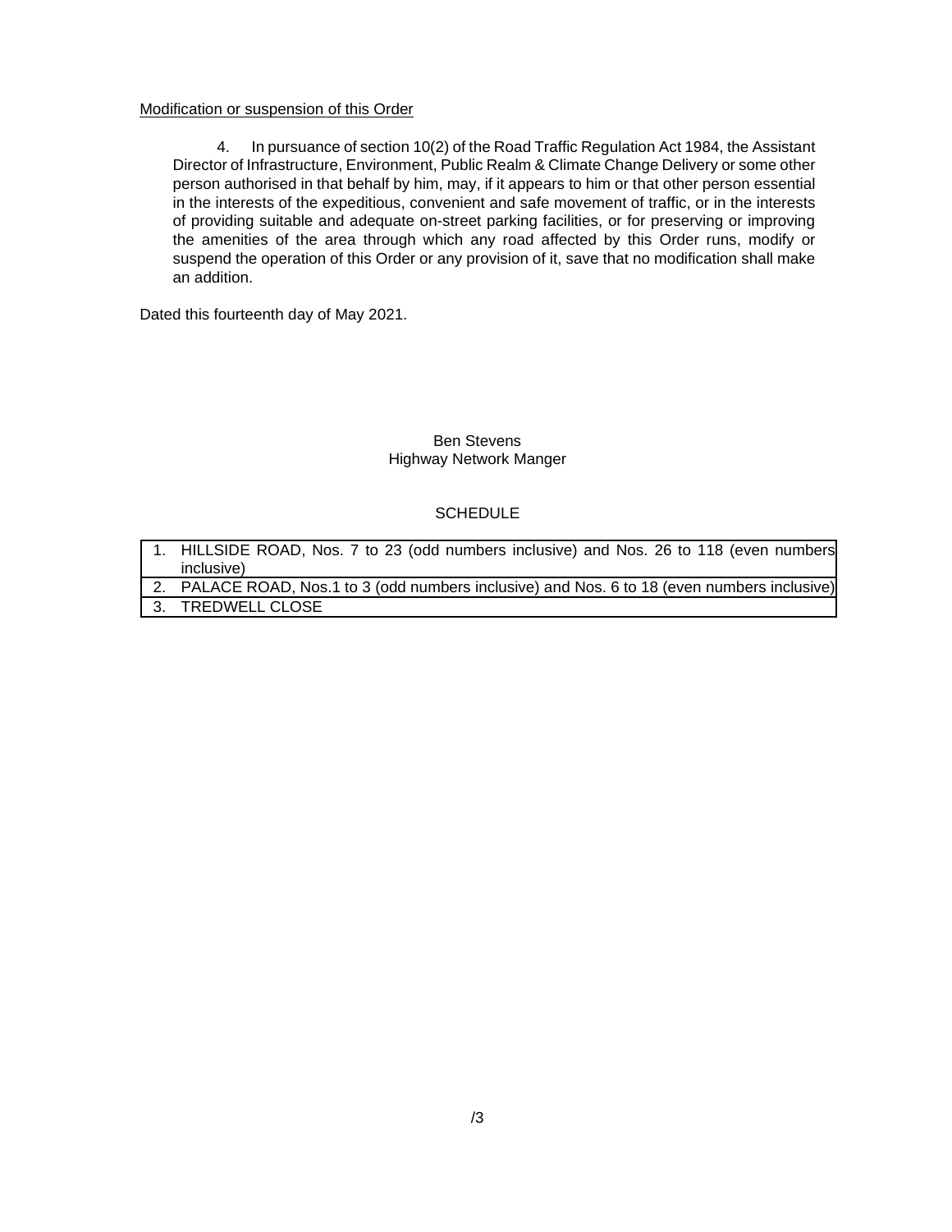Modification or suspension of this Order

4. In pursuance of section 10(2) of the Road Traffic Regulation Act 1984, the Assistant Director of Infrastructure, Environment, Public Realm & Climate Change Delivery or some other person authorised in that behalf by him, may, if it appears to him or that other person essential in the interests of the expeditious, convenient and safe movement of traffic, or in the interests of providing suitable and adequate on-street parking facilities, or for preserving or improving the amenities of the area through which any road affected by this Order runs, modify or suspend the operation of this Order or any provision of it, save that no modification shall make an addition.

Dated this fourteenth day of May 2021.

Ben Stevens
Highway Network Manger

SCHEDULE

| | |
|---|---|
| 1. | HILLSIDE ROAD, Nos. 7 to 23 (odd numbers inclusive) and Nos. 26 to 118 (even numbers inclusive) |
| 2. | PALACE ROAD, Nos.1 to 3 (odd numbers inclusive) and Nos. 6 to 18 (even numbers inclusive) |
| 3. | TREDWELL CLOSE |